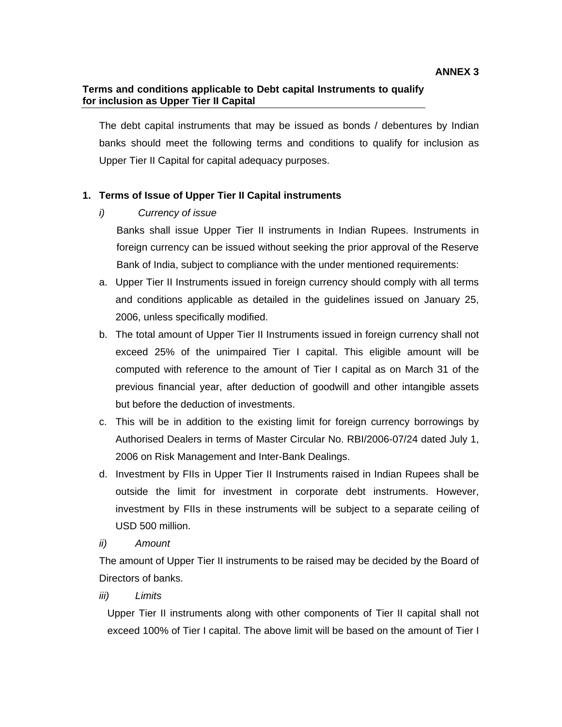**ANNEX 3**

**Terms and conditions applicable to Debt capital Instruments to qualify for inclusion as Upper Tier II Capital**

The debt capital instruments that may be issued as bonds / debentures by Indian banks should meet the following terms and conditions to qualify for inclusion as Upper Tier II Capital for capital adequacy purposes.

**1. Terms of Issue of Upper Tier II Capital instruments**

*i) Currency of issue*

Banks shall issue Upper Tier II instruments in Indian Rupees. Instruments in foreign currency can be issued without seeking the prior approval of the Reserve Bank of India, subject to compliance with the under mentioned requirements:

a. Upper Tier II Instruments issued in foreign currency should comply with all terms and conditions applicable as detailed in the guidelines issued on January 25, 2006, unless specifically modified.
b. The total amount of Upper Tier II Instruments issued in foreign currency shall not exceed 25% of the unimpaired Tier I capital. This eligible amount will be computed with reference to the amount of Tier I capital as on March 31 of the previous financial year, after deduction of goodwill and other intangible assets but before the deduction of investments.
c. This will be in addition to the existing limit for foreign currency borrowings by Authorised Dealers in terms of Master Circular No. RBI/2006-07/24 dated July 1, 2006 on Risk Management and Inter-Bank Dealings.
d. Investment by FIIs in Upper Tier II Instruments raised in Indian Rupees shall be outside the limit for investment in corporate debt instruments. However, investment by FIIs in these instruments will be subject to a separate ceiling of USD 500 million.

*ii) Amount*

The amount of Upper Tier II instruments to be raised may be decided by the Board of Directors of banks.

*iii) Limits*

Upper Tier II instruments along with other components of Tier II capital shall not exceed 100% of Tier I capital. The above limit will be based on the amount of Tier I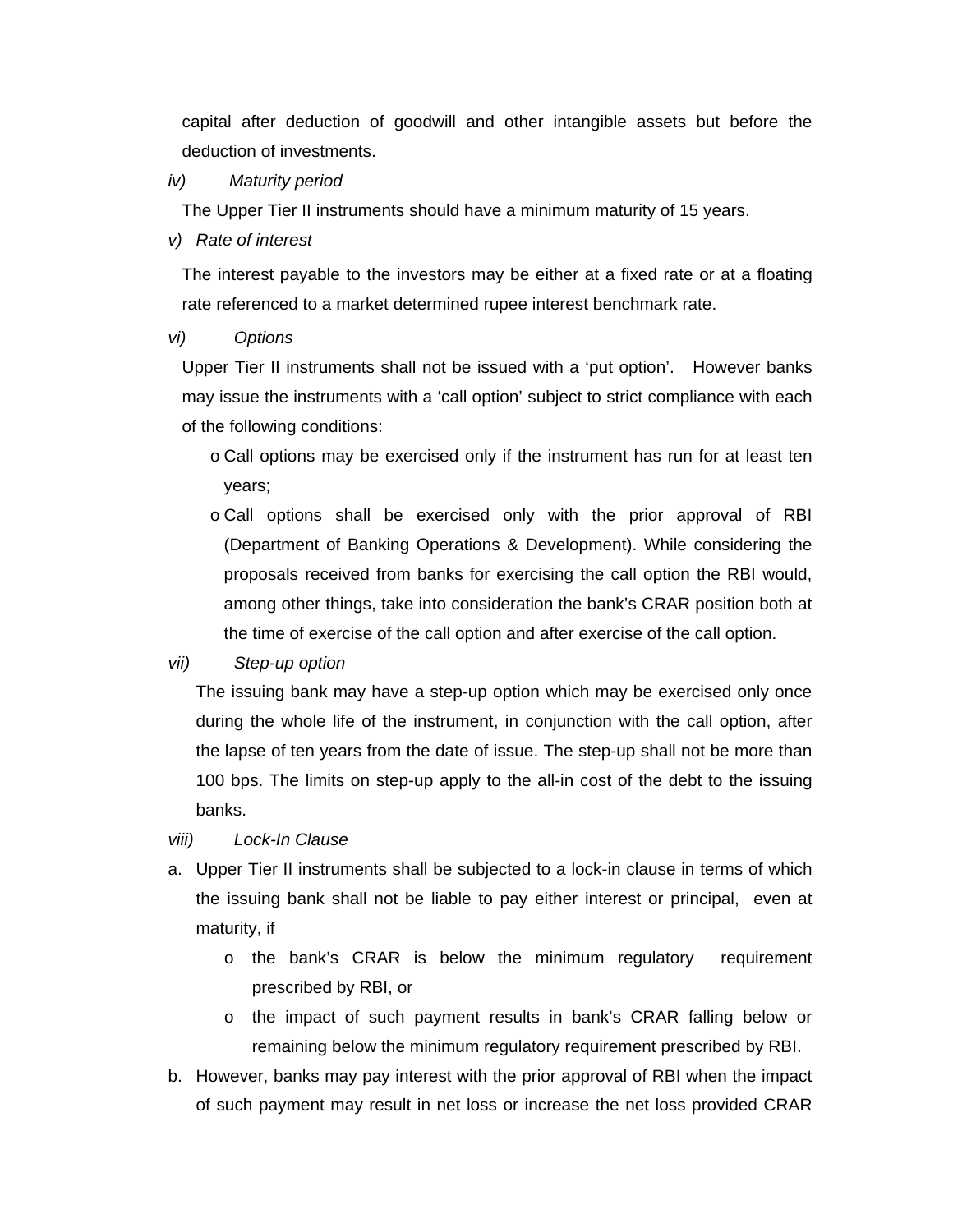capital after deduction of goodwill and other intangible assets but before the deduction of investments.

*iv) Maturity period*

The Upper Tier II instruments should have a minimum maturity of 15 years.

*v) Rate of interest*

The interest payable to the investors may be either at a fixed rate or at a floating rate referenced to a market determined rupee interest benchmark rate.

*vi) Options*

Upper Tier II instruments shall not be issued with a 'put option'. However banks may issue the instruments with a 'call option' subject to strict compliance with each of the following conditions:

- Call options may be exercised only if the instrument has run for at least ten years;
- Call options shall be exercised only with the prior approval of RBI (Department of Banking Operations & Development). While considering the proposals received from banks for exercising the call option the RBI would, among other things, take into consideration the bank's CRAR position both at the time of exercise of the call option and after exercise of the call option.

*vii) Step-up option*

The issuing bank may have a step-up option which may be exercised only once during the whole life of the instrument, in conjunction with the call option, after the lapse of ten years from the date of issue. The step-up shall not be more than 100 bps. The limits on step-up apply to the all-in cost of the debt to the issuing banks.

*viii) Lock-In Clause*

a. Upper Tier II instruments shall be subjected to a lock-in clause in terms of which the issuing bank shall not be liable to pay either interest or principal, even at maturity, if
   - the bank's CRAR is below the minimum regulatory requirement prescribed by RBI, or
   - the impact of such payment results in bank's CRAR falling below or remaining below the minimum regulatory requirement prescribed by RBI.

b. However, banks may pay interest with the prior approval of RBI when the impact of such payment may result in net loss or increase the net loss provided CRAR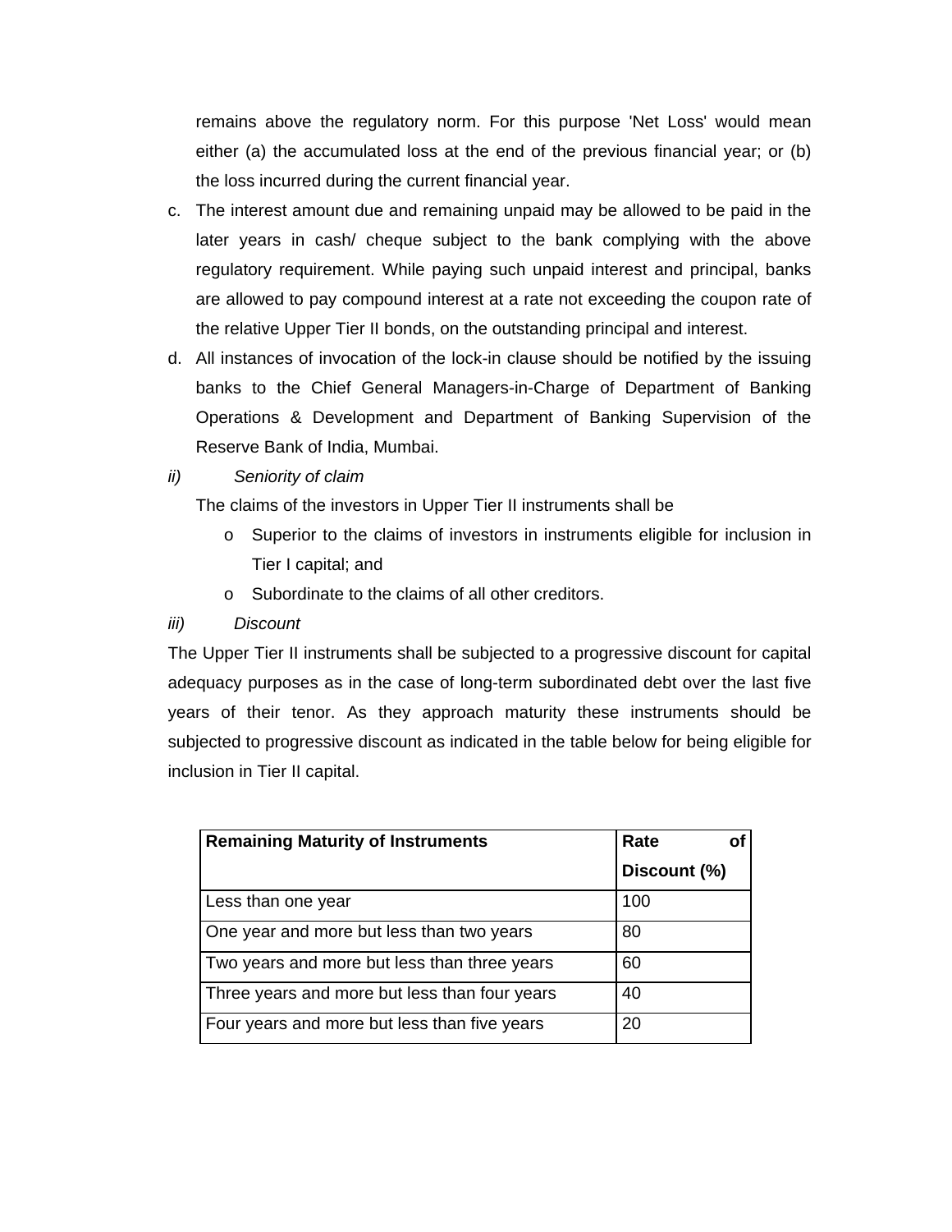remains above the regulatory norm. For this purpose 'Net Loss' would mean either (a) the accumulated loss at the end of the previous financial year; or (b) the loss incurred during the current financial year.

c. The interest amount due and remaining unpaid may be allowed to be paid in the later years in cash/ cheque subject to the bank complying with the above regulatory requirement. While paying such unpaid interest and principal, banks are allowed to pay compound interest at a rate not exceeding the coupon rate of the relative Upper Tier II bonds, on the outstanding principal and interest.

d. All instances of invocation of the lock-in clause should be notified by the issuing banks to the Chief General Managers-in-Charge of Department of Banking Operations & Development and Department of Banking Supervision of the Reserve Bank of India, Mumbai.

*ii)* *Seniority of claim*

The claims of the investors in Upper Tier II instruments shall be

- Superior to the claims of investors in instruments eligible for inclusion in Tier I capital; and
- Subordinate to the claims of all other creditors.

*iii)* *Discount*

The Upper Tier II instruments shall be subjected to a progressive discount for capital adequacy purposes as in the case of long-term subordinated debt over the last five years of their tenor. As they approach maturity these instruments should be subjected to progressive discount as indicated in the table below for being eligible for inclusion in Tier II capital.

| **Remaining Maturity of Instruments** | **Rate of Discount (%)** |
|---|---|
| Less than one year | 100 |
| One year and more but less than two years | 80 |
| Two years and more but less than three years | 60 |
| Three years and more but less than four years | 40 |
| Four years and more but less than five years | 20 |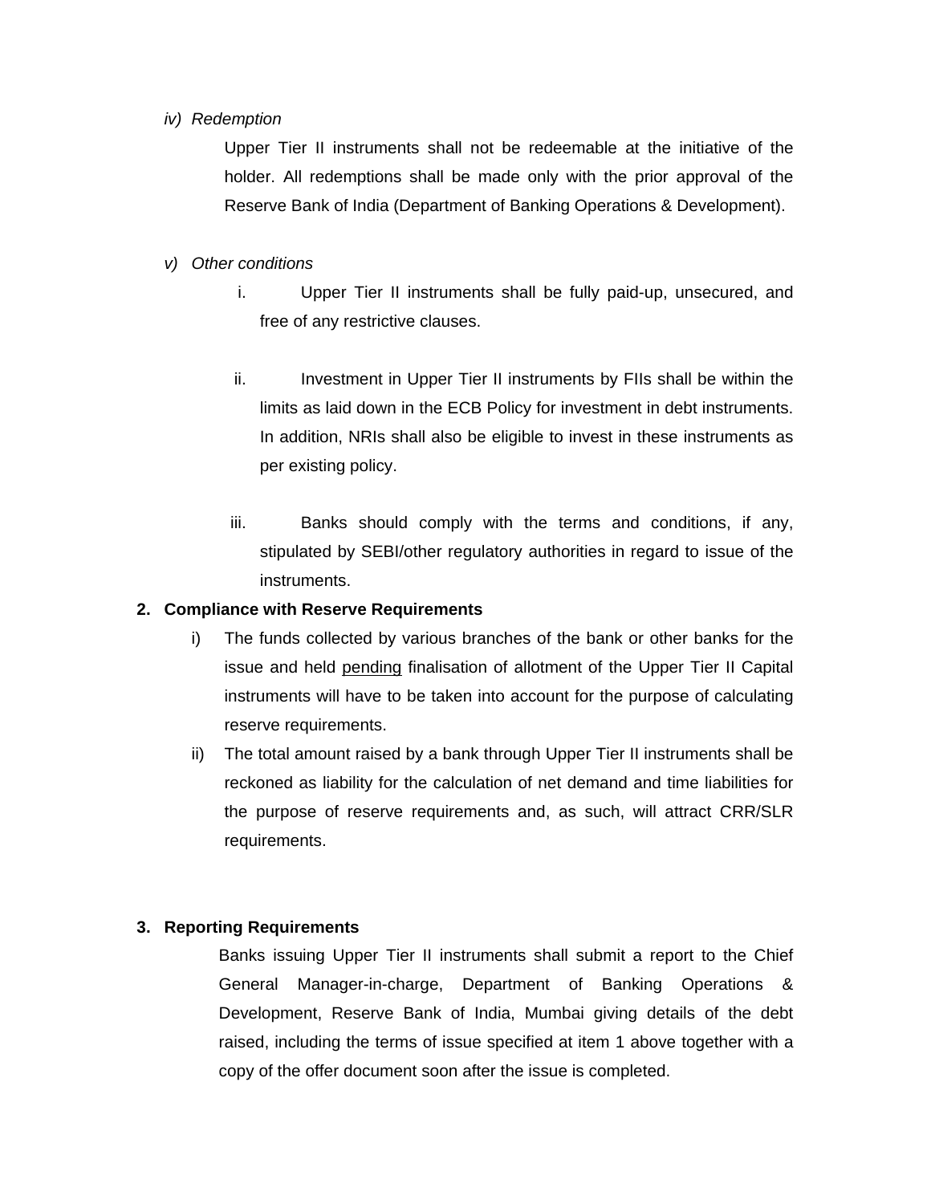*iv) Redemption*

Upper Tier II instruments shall not be redeemable at the initiative of the holder. All redemptions shall be made only with the prior approval of the Reserve Bank of India (Department of Banking Operations & Development).

*v) Other conditions*

i. Upper Tier II instruments shall be fully paid-up, unsecured, and free of any restrictive clauses.

ii. Investment in Upper Tier II instruments by FIIs shall be within the limits as laid down in the ECB Policy for investment in debt instruments. In addition, NRIs shall also be eligible to invest in these instruments as per existing policy.

iii. Banks should comply with the terms and conditions, if any, stipulated by SEBI/other regulatory authorities in regard to issue of the instruments.

**2. Compliance with Reserve Requirements**

i) The funds collected by various branches of the bank or other banks for the issue and held <u>pending</u> finalisation of allotment of the Upper Tier II Capital instruments will have to be taken into account for the purpose of calculating reserve requirements.

ii) The total amount raised by a bank through Upper Tier II instruments shall be reckoned as liability for the calculation of net demand and time liabilities for the purpose of reserve requirements and, as such, will attract CRR/SLR requirements.

**3. Reporting Requirements**

Banks issuing Upper Tier II instruments shall submit a report to the Chief General Manager-in-charge, Department of Banking Operations & Development, Reserve Bank of India, Mumbai giving details of the debt raised, including the terms of issue specified at item 1 above together with a copy of the offer document soon after the issue is completed.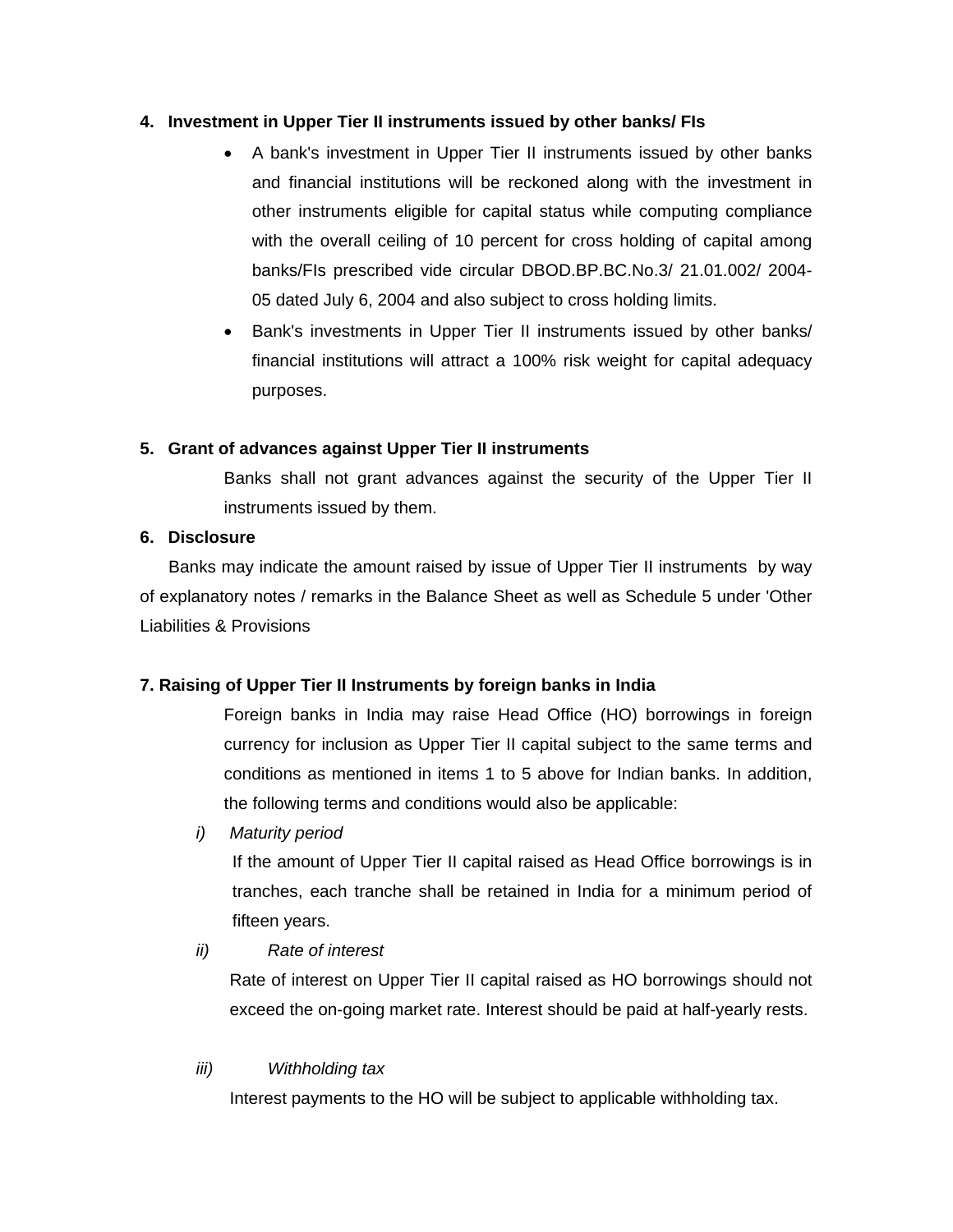4. **Investment in Upper Tier II instruments issued by other banks/ FIs**

   - A bank's investment in Upper Tier II instruments issued by other banks and financial institutions will be reckoned along with the investment in other instruments eligible for capital status while computing compliance with the overall ceiling of 10 percent for cross holding of capital among banks/FIs prescribed vide circular DBOD.BP.BC.No.3/ 21.01.002/ 2004-05 dated July 6, 2004 and also subject to cross holding limits.
   - Bank's investments in Upper Tier II instruments issued by other banks/ financial institutions will attract a 100% risk weight for capital adequacy purposes.

5. **Grant of advances against Upper Tier II instruments**

   Banks shall not grant advances against the security of the Upper Tier II instruments issued by them.

6. **Disclosure**

   Banks may indicate the amount raised by issue of Upper Tier II instruments by way of explanatory notes / remarks in the Balance Sheet as well as Schedule 5 under 'Other Liabilities & Provisions

**7. Raising of Upper Tier II Instruments by foreign banks in India**

Foreign banks in India may raise Head Office (HO) borrowings in foreign currency for inclusion as Upper Tier II capital subject to the same terms and conditions as mentioned in items 1 to 5 above for Indian banks. In addition, the following terms and conditions would also be applicable:

i) *Maturity period*

If the amount of Upper Tier II capital raised as Head Office borrowings is in tranches, each tranche shall be retained in India for a minimum period of fifteen years.

ii) *Rate of interest*

Rate of interest on Upper Tier II capital raised as HO borrowings should not exceed the on-going market rate. Interest should be paid at half-yearly rests.

iii) *Withholding tax*

Interest payments to the HO will be subject to applicable withholding tax.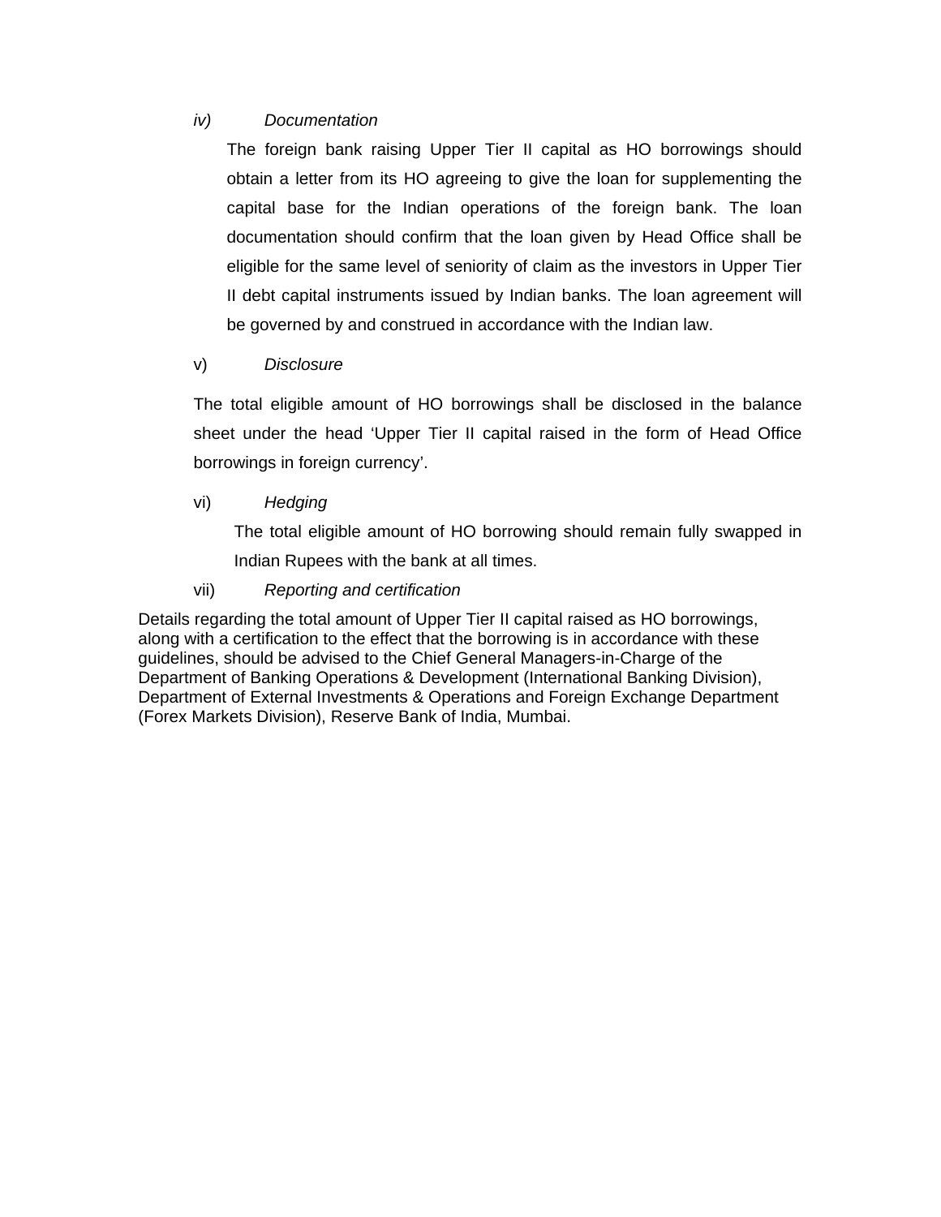iv) *Documentation*

The foreign bank raising Upper Tier II capital as HO borrowings should obtain a letter from its HO agreeing to give the loan for supplementing the capital base for the Indian operations of the foreign bank. The loan documentation should confirm that the loan given by Head Office shall be eligible for the same level of seniority of claim as the investors in Upper Tier II debt capital instruments issued by Indian banks. The loan agreement will be governed by and construed in accordance with the Indian law.

v) *Disclosure*

The total eligible amount of HO borrowings shall be disclosed in the balance sheet under the head 'Upper Tier II capital raised in the form of Head Office borrowings in foreign currency'.

vi) *Hedging*

The total eligible amount of HO borrowing should remain fully swapped in Indian Rupees with the bank at all times.

vii) *Reporting and certification*

Details regarding the total amount of Upper Tier II capital raised as HO borrowings, along with a certification to the effect that the borrowing is in accordance with these guidelines, should be advised to the Chief General Managers-in-Charge of the Department of Banking Operations & Development (International Banking Division), Department of External Investments & Operations and Foreign Exchange Department (Forex Markets Division), Reserve Bank of India, Mumbai.